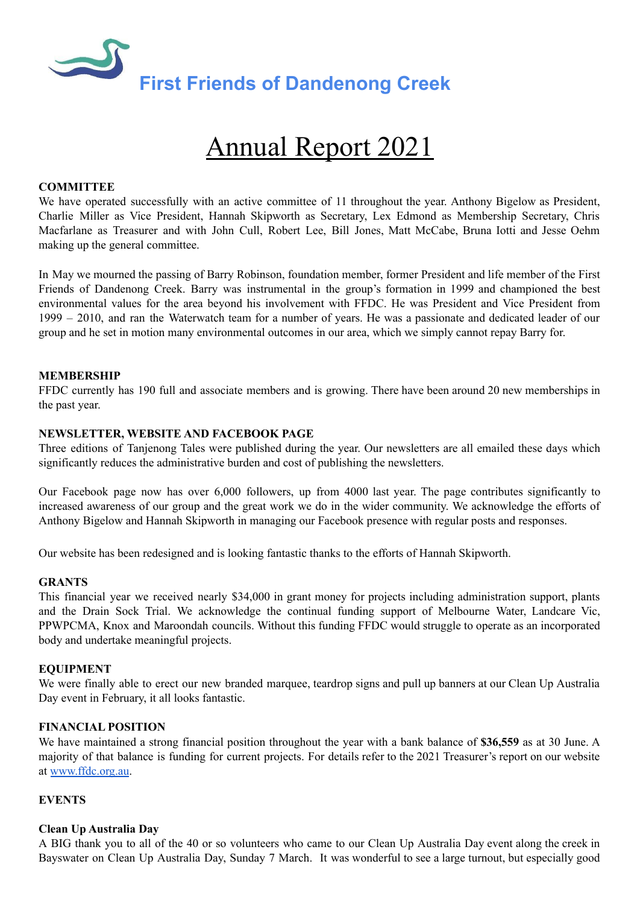# First Friends of Dandenong Creek

# Annual Report 2021

### COMMITTEE

We have operated successfully with an active committee of 11 throughout the year. Anthony Bigelow as President, Charlie Miller as Vice President, Hannah Skipworth as Secretary, Lex Edmond as Membership Secretary, Chris Macfarlane as Treasurer and with John Cull, Robert Lee, Bill Jones, Matt McCabe, Bruna Iotti and Jesse Oehm making up the general committee.

In May we mourned the passing of Barry Robinson, foundation member, former President and life member of the First Friends of Dandenong Creek. Barry was instrumental in the group's formation in 1999 and championed the best environmental values for the area beyond his involvement with FFDC. He was President and Vice President from 1999 – 2010, and ran the Waterwatch team for a number of years. He was a passionate and dedicated leader of our group and he set in motion many environmental outcomes in our area, which we simply cannot repay Barry for.

### MEMBERSHIP

FFDC currently has 190 full and associate members and is growing. There have been around 20 new memberships in the past year.

### NEWSLETTER, WEBSITE AND FACEBOOK PAGE

Three editions of Tanjenong Tales were published during the year. Our newsletters are all emailed these days which significantly reduces the administrative burden and cost of publishing the newsletters.

Our Facebook page now has over 6,000 followers, up from 4000 last year. The page contributes significantly to increased awareness of our group and the great work we do in the wider community. We acknowledge the efforts of Anthony Bigelow and Hannah Skipworth in managing our Facebook presence with regular posts and responses.

Our website has been redesigned and is looking fantastic thanks to the efforts of Hannah Skipworth.

### GRANTS

This financial year we received nearly $34,000 in grant money for projects including administration support, plants and the Drain Sock Trial. We acknowledge the continual funding support of Melbourne Water, Landcare Vic, PPWPCMA, Knox and Maroondah councils. Without this funding FFDC would struggle to operate as an incorporated body and undertake meaningful projects.

### EQUIPMENT

We were finally able to erect our new branded marquee, teardrop signs and pull up banners at our Clean Up Australia Day event in February, it all looks fantastic.

### FINANCIAL POSITION

We have maintained a strong financial position throughout the year with a bank balance of **$36,559** as at 30 June. A majority of that balance is funding for current projects. For details refer to the 2021 Treasurer's report on our website at [www.ffdc.org.au](www.ffdc.org.au).

### EVENTS

#### Clean Up Australia Day

A BIG thank you to all of the 40 or so volunteers who came to our Clean Up Australia Day event along the creek in Bayswater on Clean Up Australia Day, Sunday 7 March. It was wonderful to see a large turnout, but especially good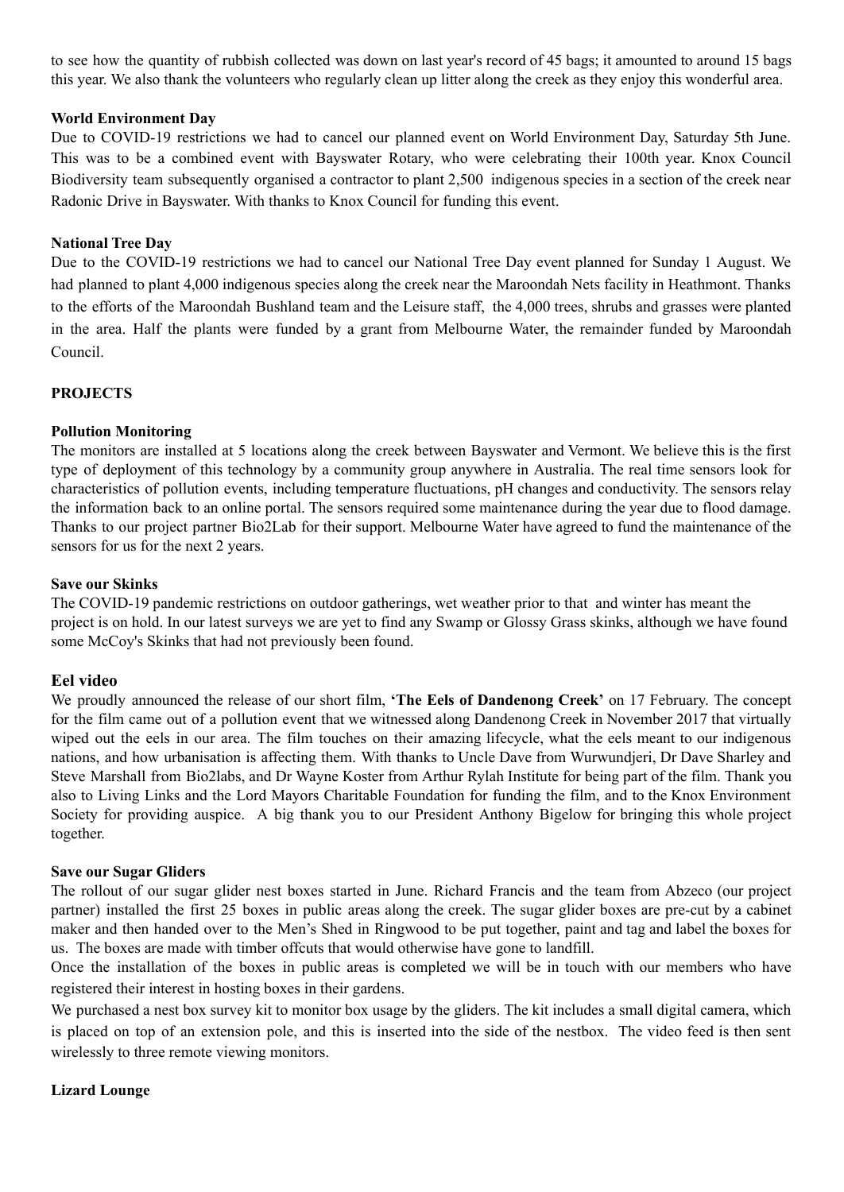to see how the quantity of rubbish collected was down on last year's record of 45 bags; it amounted to around 15 bags this year. We also thank the volunteers who regularly clean up litter along the creek as they enjoy this wonderful area.

**World Environment Day**

Due to COVID-19 restrictions we had to cancel our planned event on World Environment Day, Saturday 5th June. This was to be a combined event with Bayswater Rotary, who were celebrating their 100th year. Knox Council Biodiversity team subsequently organised a contractor to plant 2,500 indigenous species in a section of the creek near Radonic Drive in Bayswater. With thanks to Knox Council for funding this event.

**National Tree Day**

Due to the COVID-19 restrictions we had to cancel our National Tree Day event planned for Sunday 1 August. We had planned to plant 4,000 indigenous species along the creek near the Maroondah Nets facility in Heathmont. Thanks to the efforts of the Maroondah Bushland team and the Leisure staff, the 4,000 trees, shrubs and grasses were planted in the area. Half the plants were funded by a grant from Melbourne Water, the remainder funded by Maroondah Council.

**PROJECTS**

**Pollution Monitoring**

The monitors are installed at 5 locations along the creek between Bayswater and Vermont. We believe this is the first type of deployment of this technology by a community group anywhere in Australia. The real time sensors look for characteristics of pollution events, including temperature fluctuations, pH changes and conductivity. The sensors relay the information back to an online portal. The sensors required some maintenance during the year due to flood damage. Thanks to our project partner Bio2Lab for their support. Melbourne Water have agreed to fund the maintenance of the sensors for us for the next 2 years.

**Save our Skinks**

The COVID-19 pandemic restrictions on outdoor gatherings, wet weather prior to that and winter has meant the project is on hold. In our latest surveys we are yet to find any Swamp or Glossy Grass skinks, although we have found some McCoy's Skinks that had not previously been found.

## Eel video

We proudly announced the release of our short film, **'The Eels of Dandenong Creek'** on 17 February. The concept for the film came out of a pollution event that we witnessed along Dandenong Creek in November 2017 that virtually wiped out the eels in our area. The film touches on their amazing lifecycle, what the eels meant to our indigenous nations, and how urbanisation is affecting them. With thanks to Uncle Dave from Wurwundjeri, Dr Dave Sharley and Steve Marshall from Bio2labs, and Dr Wayne Koster from Arthur Rylah Institute for being part of the film. Thank you also to Living Links and the Lord Mayors Charitable Foundation for funding the film, and to the Knox Environment Society for providing auspice. A big thank you to our President Anthony Bigelow for bringing this whole project together.

**Save our Sugar Gliders**

The rollout of our sugar glider nest boxes started in June. Richard Francis and the team from Abzeco (our project partner) installed the first 25 boxes in public areas along the creek. The sugar glider boxes are pre-cut by a cabinet maker and then handed over to the Men's Shed in Ringwood to be put together, paint and tag and label the boxes for us. The boxes are made with timber offcuts that would otherwise have gone to landfill.

Once the installation of the boxes in public areas is completed we will be in touch with our members who have registered their interest in hosting boxes in their gardens.

We purchased a nest box survey kit to monitor box usage by the gliders. The kit includes a small digital camera, which is placed on top of an extension pole, and this is inserted into the side of the nestbox. The video feed is then sent wirelessly to three remote viewing monitors.

**Lizard Lounge**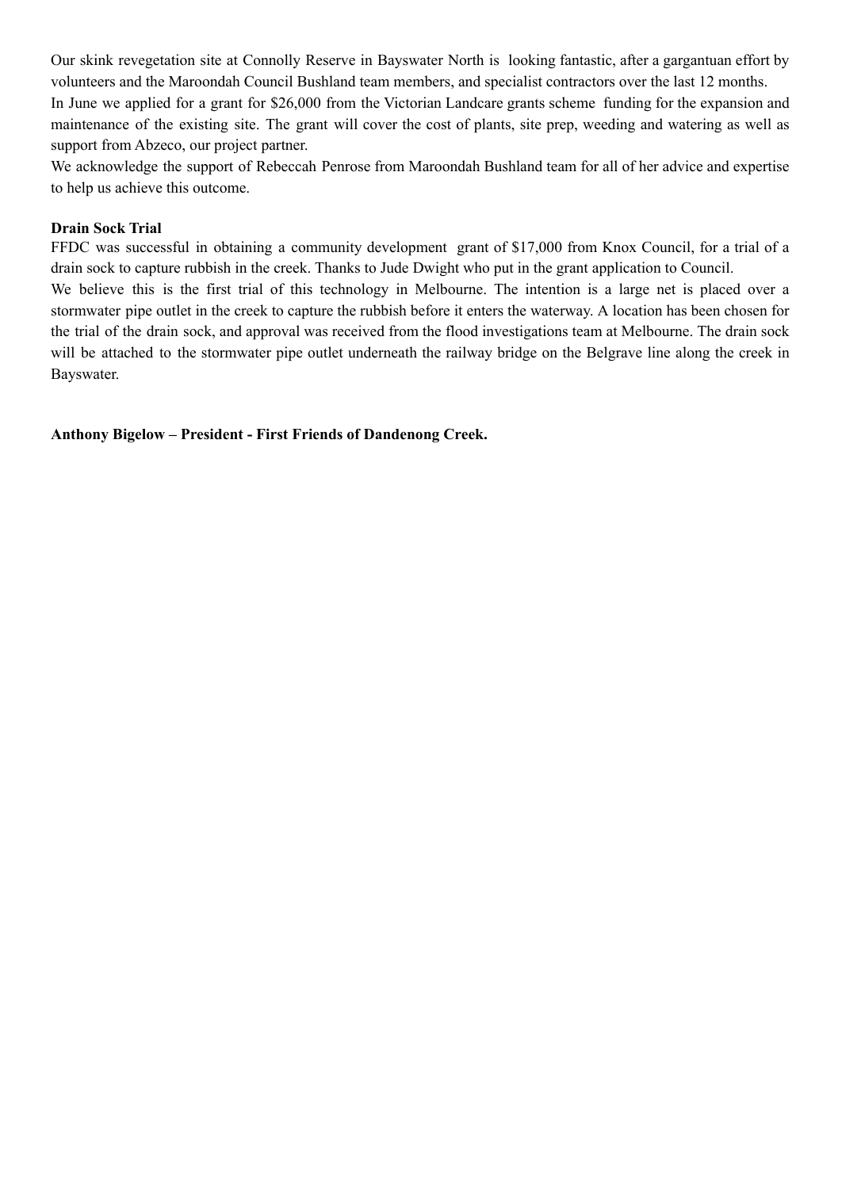Our skink revegetation site at Connolly Reserve in Bayswater North is looking fantastic, after a gargantuan effort by volunteers and the Maroondah Council Bushland team members, and specialist contractors over the last 12 months.
In June we applied for a grant for $26,000 from the Victorian Landcare grants scheme funding for the expansion and maintenance of the existing site. The grant will cover the cost of plants, site prep, weeding and watering as well as support from Abzeco, our project partner.
We acknowledge the support of Rebeccah Penrose from Maroondah Bushland team for all of her advice and expertise to help us achieve this outcome.

**Drain Sock Trial**

FFDC was successful in obtaining a community development grant of $17,000 from Knox Council, for a trial of a drain sock to capture rubbish in the creek. Thanks to Jude Dwight who put in the grant application to Council.
We believe this is the first trial of this technology in Melbourne. The intention is a large net is placed over a stormwater pipe outlet in the creek to capture the rubbish before it enters the waterway. A location has been chosen for the trial of the drain sock, and approval was received from the flood investigations team at Melbourne. The drain sock will be attached to the stormwater pipe outlet underneath the railway bridge on the Belgrave line along the creek in Bayswater.

**Anthony Bigelow – President - First Friends of Dandenong Creek.**